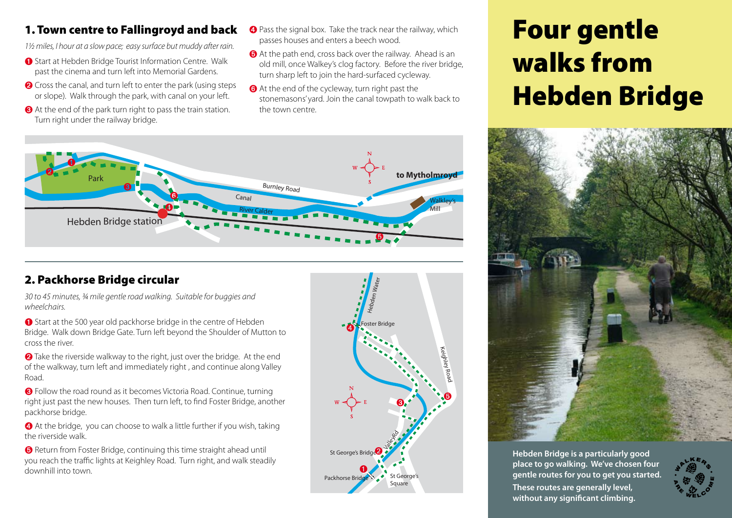# Four gentle walks from Hebden Bridge

## 1. Town centre to Fallingroyd and back

*1½ miles, 1 hour at a slow pace; easy surface but muddy after rain.*

1. Start at Hebden Bridge Tourist Information Centre. Walk past the cinema and turn left into Memorial Gardens.
2. Cross the canal, and turn left to enter the park (using steps or slope). Walk through the park, with canal on your left.
3. At the end of the park turn right to pass the train station. Turn right under the railway bridge.
4. Pass the signal box. Take the track near the railway, which passes houses and enters a beech wood.
5. At the path end, cross back over the railway. Ahead is an old mill, once Walkey's clog factory. Before the river bridge, turn sharp left to join the hard-surfaced cycleway.
6. At the end of the cycleway, turn right past the stonemasons' yard. Join the canal towpath to walk back to the town centre.

## 2. Packhorse Bridge circular

*30 to 45 minutes, ¾ mile gentle road walking. Suitable for buggies and wheelchairs.*

1. Start at the 500 year old packhorse bridge in the centre of Hebden Bridge. Walk down Bridge Gate. Turn left beyond the Shoulder of Mutton to cross the river.
2. Take the riverside walkway to the right, just over the bridge. At the end of the walkway, turn left and immediately right, and continue along Valley Road.
3. Follow the road round as it becomes Victoria Road. Continue, turning right just past the new houses. Then turn left, to find Foster Bridge, another packhorse bridge.
4. At the bridge, you can choose to walk a little further if you wish, taking the riverside walk.
5. Return from Foster Bridge, continuing this time straight ahead until you reach the traffic lights at Keighley Road. Turn right, and walk steadily downhill into town.

**Hebden Bridge is a particularly good place to go walking. We've chosen four gentle routes for you to get you started.**

**These routes are generally level, without any significant climbing.**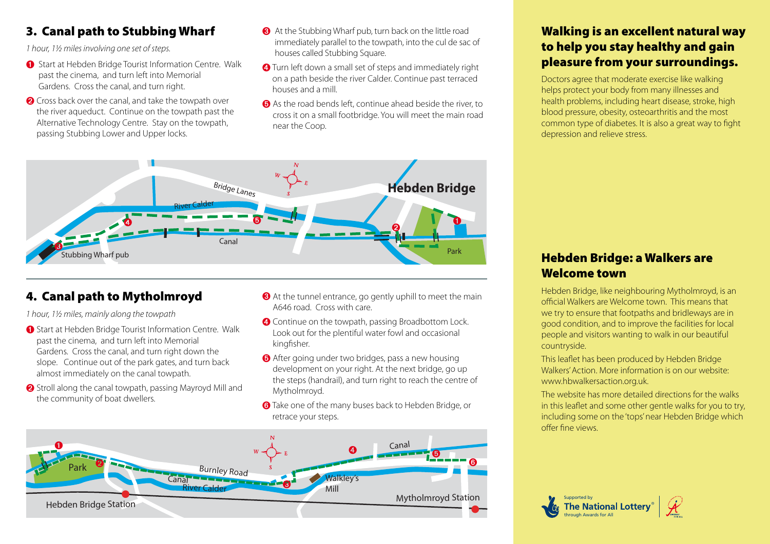## 3. Canal path to Stubbing Wharf

*1 hour, 1½ miles involving one set of steps.*

1. Start at Hebden Bridge Tourist Information Centre. Walk past the cinema, and turn left into Memorial Gardens. Cross the canal, and turn right.
2. Cross back over the canal, and take the towpath over the river aqueduct. Continue on the towpath past the Alternative Technology Centre. Stay on the towpath, passing Stubbing Lower and Upper locks.
3. At the Stubbing Wharf pub, turn back on the little road immediately parallel to the towpath, into the cul de sac of houses called Stubbing Square.
4. Turn left down a small set of steps and immediately right on a path beside the river Calder. Continue past terraced houses and a mill.
5. As the road bends left, continue ahead beside the river, to cross it on a small footbridge. You will meet the main road near the Coop.

Bridge Lanes
River Calder
Canal
Stubbing Wharf pub
Hebden Bridge
Park

## 4. Canal path to Mytholmroyd

*1 hour, 1½ miles, mainly along the towpath*

1. Start at Hebden Bridge Tourist Information Centre. Walk past the cinema, and turn left into Memorial Gardens. Cross the canal, and turn right down the slope. Continue out of the park gates, and turn back almost immediately on the canal towpath.
2. Stroll along the canal towpath, passing Mayroyd Mill and the community of boat dwellers.
3. At the tunnel entrance, go gently uphill to meet the main A646 road. Cross with care.
4. Continue on the towpath, passing Broadbottom Lock. Look out for the plentiful water fowl and occasional kingfisher.
5. After going under two bridges, pass a new housing development on your right. At the next bridge, go up the steps (handrail), and turn right to reach the centre of Mytholmroyd.
6. Take one of the many buses back to Hebden Bridge, or retrace your steps.

Park
Burnley Road
Canal
River Calder
Walkley's Mill
Canal
Hebden Bridge Station
Mytholmroyd Station

## Walking is an excellent natural way to help you stay healthy and gain pleasure from your surroundings.

Doctors agree that moderate exercise like walking helps protect your body from many illnesses and health problems, including heart disease, stroke, high blood pressure, obesity, osteoarthritis and the most common type of diabetes. It is also a great way to fight depression and relieve stress.

## Hebden Bridge: a Walkers are Welcome town

Hebden Bridge, like neighbouring Mytholmroyd, is an official Walkers are Welcome town. This means that we try to ensure that footpaths and bridleways are in good condition, and to improve the facilities for local people and visitors wanting to walk in our beautiful countryside.

This leaflet has been produced by Hebden Bridge Walkers' Action. More information is on our website: www.hbwalkersaction.org.uk.

The website has more detailed directions for the walks in this leaflet and some other gentle walks for you to try, including some on the 'tops' near Hebden Bridge which offer fine views.

Supported by The National Lottery® through Awards for All